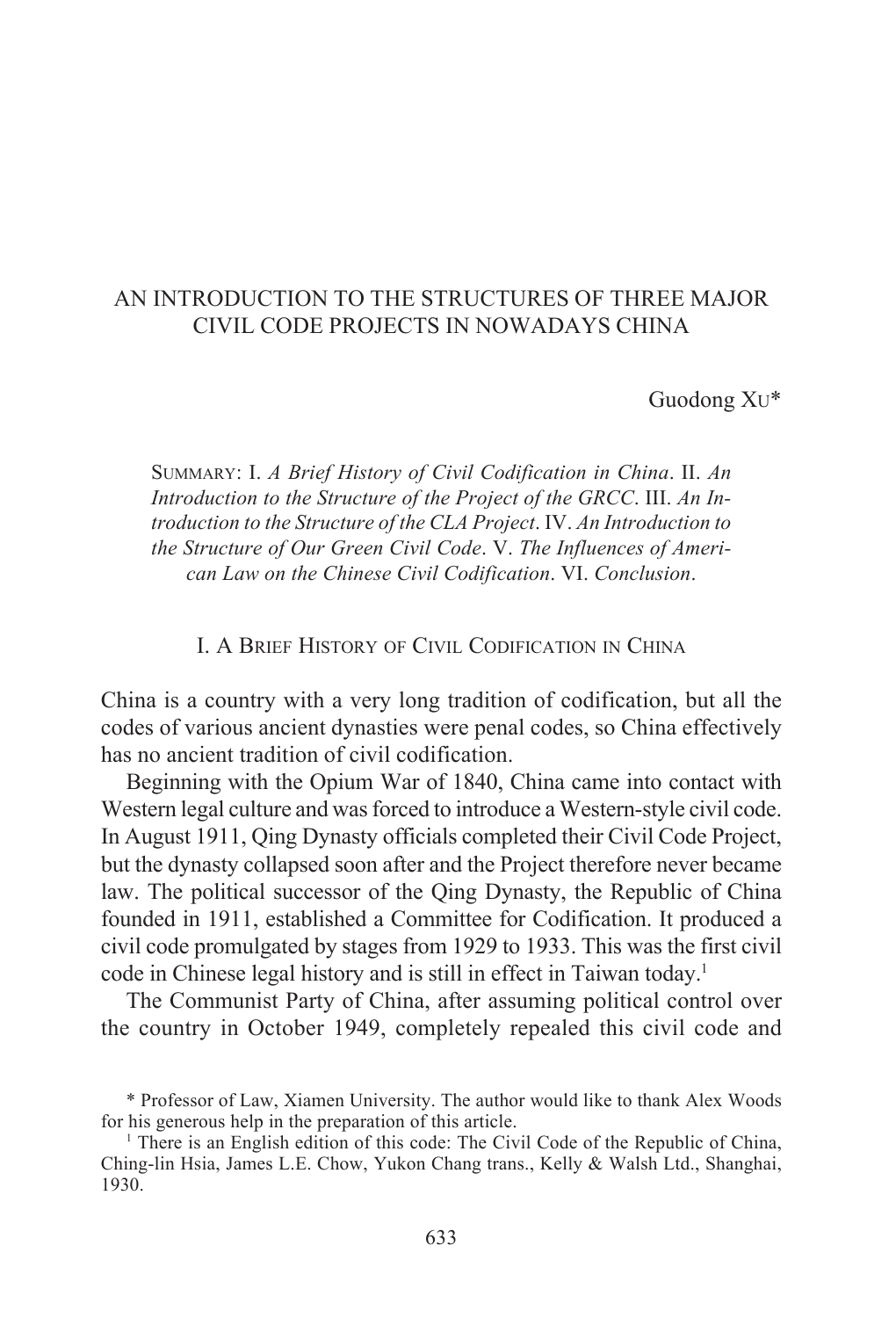# AN INTRODUCTION TO THE STRUCTURES OF THREE MAJOR CIVIL CODE PROJECTS IN NOWADAYS CHINA

Guodong XU*

SUMMARY: I. *A Brief History of Civil Codification in China*. II. *An Introduction to the Structure of the Project of the GRCC*. III. *An Introduction to the Structure of the CLA Project*. IV. *An Introduction to the Structure of Our Green Civil Code*. V. *The Influences of American Law on the Chinese Civil Codification*. VI. *Conclusion*.

## I. A BRIEF HISTORY OF CIVIL CODIFICATION IN CHINA

China is a country with a very long tradition of codification, but all the codes of various ancient dynasties were penal codes, so China effectively has no ancient tradition of civil codification.

Beginning with the Opium War of 1840, China came into contact with Western legal culture and was forced to introduce a Western-style civil code. In August 1911, Qing Dynasty officials completed their Civil Code Project, but the dynasty collapsed soon after and the Project therefore never became law. The political successor of the Qing Dynasty, the Republic of China founded in 1911, established a Committee for Codification. It produced a civil code promulgated by stages from 1929 to 1933. This was the first civil code in Chinese legal history and is still in effect in Taiwan today.[1]

The Communist Party of China, after assuming political control over the country in October 1949, completely repealed this civil code and

\* Professor of Law, Xiamen University. The author would like to thank Alex Woods for his generous help in the preparation of this article.

[1] There is an English edition of this code: The Civil Code of the Republic of China, Ching-lin Hsia, James L.E. Chow, Yukon Chang trans., Kelly & Walsh Ltd., Shanghai, 1930.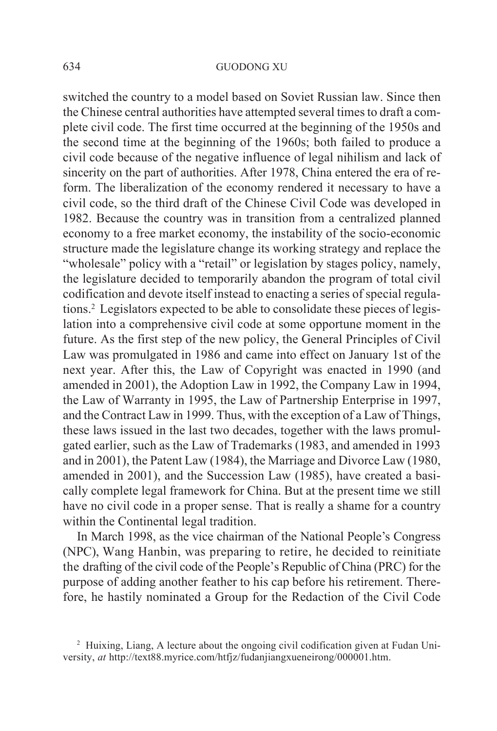switched the country to a model based on Soviet Russian law. Since then the Chinese central authorities have attempted several times to draft a complete civil code. The first time occurred at the beginning of the 1950s and the second time at the beginning of the 1960s; both failed to produce a civil code because of the negative influence of legal nihilism and lack of sincerity on the part of authorities. After 1978, China entered the era of reform. The liberalization of the economy rendered it necessary to have a civil code, so the third draft of the Chinese Civil Code was developed in 1982. Because the country was in transition from a centralized planned economy to a free market economy, the instability of the socio-economic structure made the legislature change its working strategy and replace the "wholesale" policy with a "retail" or legislation by stages policy, namely, the legislature decided to temporarily abandon the program of total civil codification and devote itself instead to enacting a series of special regulations.[2] Legislators expected to be able to consolidate these pieces of legislation into a comprehensive civil code at some opportune moment in the future. As the first step of the new policy, the General Principles of Civil Law was promulgated in 1986 and came into effect on January 1st of the next year. After this, the Law of Copyright was enacted in 1990 (and amended in 2001), the Adoption Law in 1992, the Company Law in 1994, the Law of Warranty in 1995, the Law of Partnership Enterprise in 1997, and the Contract Law in 1999. Thus, with the exception of a Law of Things, these laws issued in the last two decades, together with the laws promulgated earlier, such as the Law of Trademarks (1983, and amended in 1993 and in 2001), the Patent Law (1984), the Marriage and Divorce Law (1980, amended in 2001), and the Succession Law (1985), have created a basically complete legal framework for China. But at the present time we still have no civil code in a proper sense. That is really a shame for a country within the Continental legal tradition.

In March 1998, as the vice chairman of the National People's Congress (NPC), Wang Hanbin, was preparing to retire, he decided to reinitiate the drafting of the civil code of the People's Republic of China (PRC) for the purpose of adding another feather to his cap before his retirement. Therefore, he hastily nominated a Group for the Redaction of the Civil Code

[2] Huixing, Liang, A lecture about the ongoing civil codification given at Fudan University, *at* http://text88.myrice.com/htfjz/fudanjiangxueneirong/000001.htm.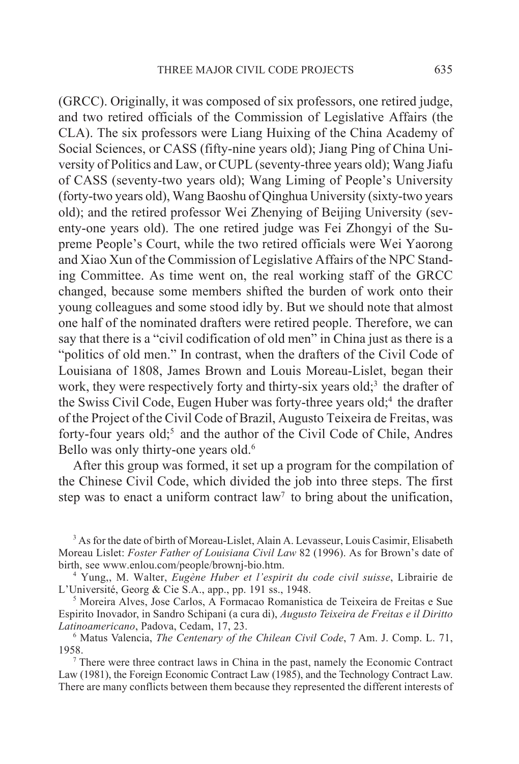(GRCC). Originally, it was composed of six professors, one retired judge, and two retired officials of the Commission of Legislative Affairs (the CLA). The six professors were Liang Huixing of the China Academy of Social Sciences, or CASS (fifty-nine years old); Jiang Ping of China University of Politics and Law, or CUPL (seventy-three years old); Wang Jiafu of CASS (seventy-two years old); Wang Liming of People's University (forty-two years old), Wang Baoshu of Qinghua University (sixty-two years old); and the retired professor Wei Zhenying of Beijing University (seventy-one years old). The one retired judge was Fei Zhongyi of the Supreme People's Court, while the two retired officials were Wei Yaorong and Xiao Xun of the Commission of Legislative Affairs of the NPC Standing Committee. As time went on, the real working staff of the GRCC changed, because some members shifted the burden of work onto their young colleagues and some stood idly by. But we should note that almost one half of the nominated drafters were retired people. Therefore, we can say that there is a "civil codification of old men" in China just as there is a "politics of old men." In contrast, when the drafters of the Civil Code of Louisiana of 1808, James Brown and Louis Moreau-Lislet, began their work, they were respectively forty and thirty-six years old;[3] the drafter of the Swiss Civil Code, Eugen Huber was forty-three years old;[4] the drafter of the Project of the Civil Code of Brazil, Augusto Teixeira de Freitas, was forty-four years old;[5] and the author of the Civil Code of Chile, Andres Bello was only thirty-one years old.[6]

After this group was formed, it set up a program for the compilation of the Chinese Civil Code, which divided the job into three steps. The first step was to enact a uniform contract law[7] to bring about the unification,

---

[3] As for the date of birth of Moreau-Lislet, Alain A. Levasseur, Louis Casimir, Elisabeth Moreau Lislet: *Foster Father of Louisiana Civil Law* 82 (1996). As for Brown's date of birth, see www.enlou.com/people/brownj-bio.htm.

[4] Yung,, M. Walter, *Eugène Huber et l'espirit du code civil suisse*, Librairie de L'Université, Georg & Cie S.A., app., pp. 191 ss., 1948.

[5] Moreira Alves, Jose Carlos, A Formacao Romanistica de Teixeira de Freitas e Sue Espirito Inovador, in Sandro Schipani (a cura di), *Augusto Teixeira de Freitas e il Diritto Latinoamericano*, Padova, Cedam, 17, 23.

[6] Matus Valencia, *The Centenary of the Chilean Civil Code*, 7 Am. J. Comp. L. 71, 1958.

[7] There were three contract laws in China in the past, namely the Economic Contract Law (1981), the Foreign Economic Contract Law (1985), and the Technology Contract Law. There are many conflicts between them because they represented the different interests of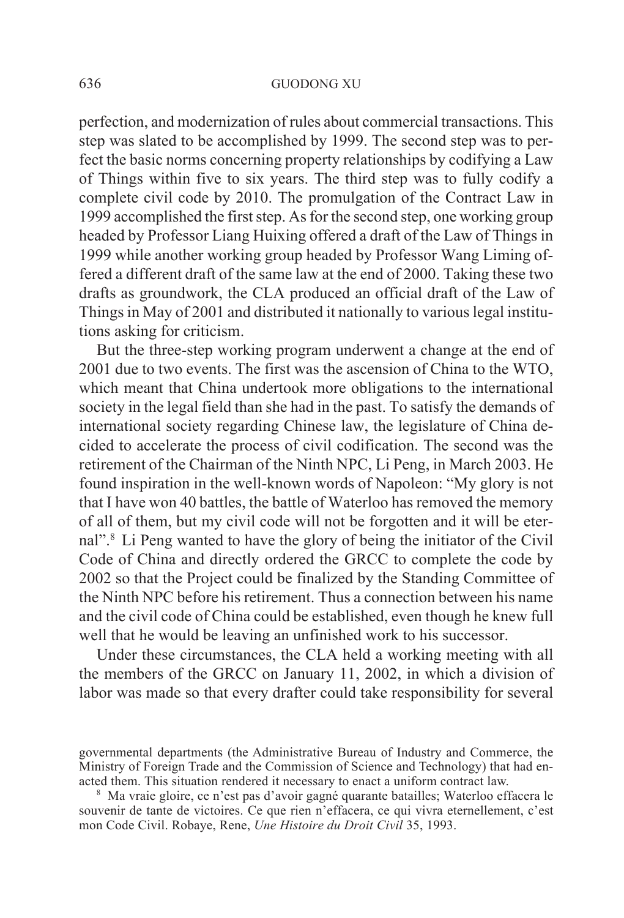perfection, and modernization of rules about commercial transactions. This step was slated to be accomplished by 1999. The second step was to perfect the basic norms concerning property relationships by codifying a Law of Things within five to six years. The third step was to fully codify a complete civil code by 2010. The promulgation of the Contract Law in 1999 accomplished the first step. As for the second step, one working group headed by Professor Liang Huixing offered a draft of the Law of Things in 1999 while another working group headed by Professor Wang Liming offered a different draft of the same law at the end of 2000. Taking these two drafts as groundwork, the CLA produced an official draft of the Law of Things in May of 2001 and distributed it nationally to various legal institutions asking for criticism.

But the three-step working program underwent a change at the end of 2001 due to two events. The first was the ascension of China to the WTO, which meant that China undertook more obligations to the international society in the legal field than she had in the past. To satisfy the demands of international society regarding Chinese law, the legislature of China decided to accelerate the process of civil codification. The second was the retirement of the Chairman of the Ninth NPC, Li Peng, in March 2003. He found inspiration in the well-known words of Napoleon: "My glory is not that I have won 40 battles, the battle of Waterloo has removed the memory of all of them, but my civil code will not be forgotten and it will be eternal".[8] Li Peng wanted to have the glory of being the initiator of the Civil Code of China and directly ordered the GRCC to complete the code by 2002 so that the Project could be finalized by the Standing Committee of the Ninth NPC before his retirement. Thus a connection between his name and the civil code of China could be established, even though he knew full well that he would be leaving an unfinished work to his successor.

Under these circumstances, the CLA held a working meeting with all the members of the GRCC on January 11, 2002, in which a division of labor was made so that every drafter could take responsibility for several

governmental departments (the Administrative Bureau of Industry and Commerce, the Ministry of Foreign Trade and the Commission of Science and Technology) that had enacted them. This situation rendered it necessary to enact a uniform contract law.

[8] Ma vraie gloire, ce n'est pas d'avoir gagné quarante batailles; Waterloo effacera le souvenir de tante de victoires. Ce que rien n'effacera, ce qui vivra eternellement, c'est mon Code Civil. Robaye, Rene, *Une Histoire du Droit Civil* 35, 1993.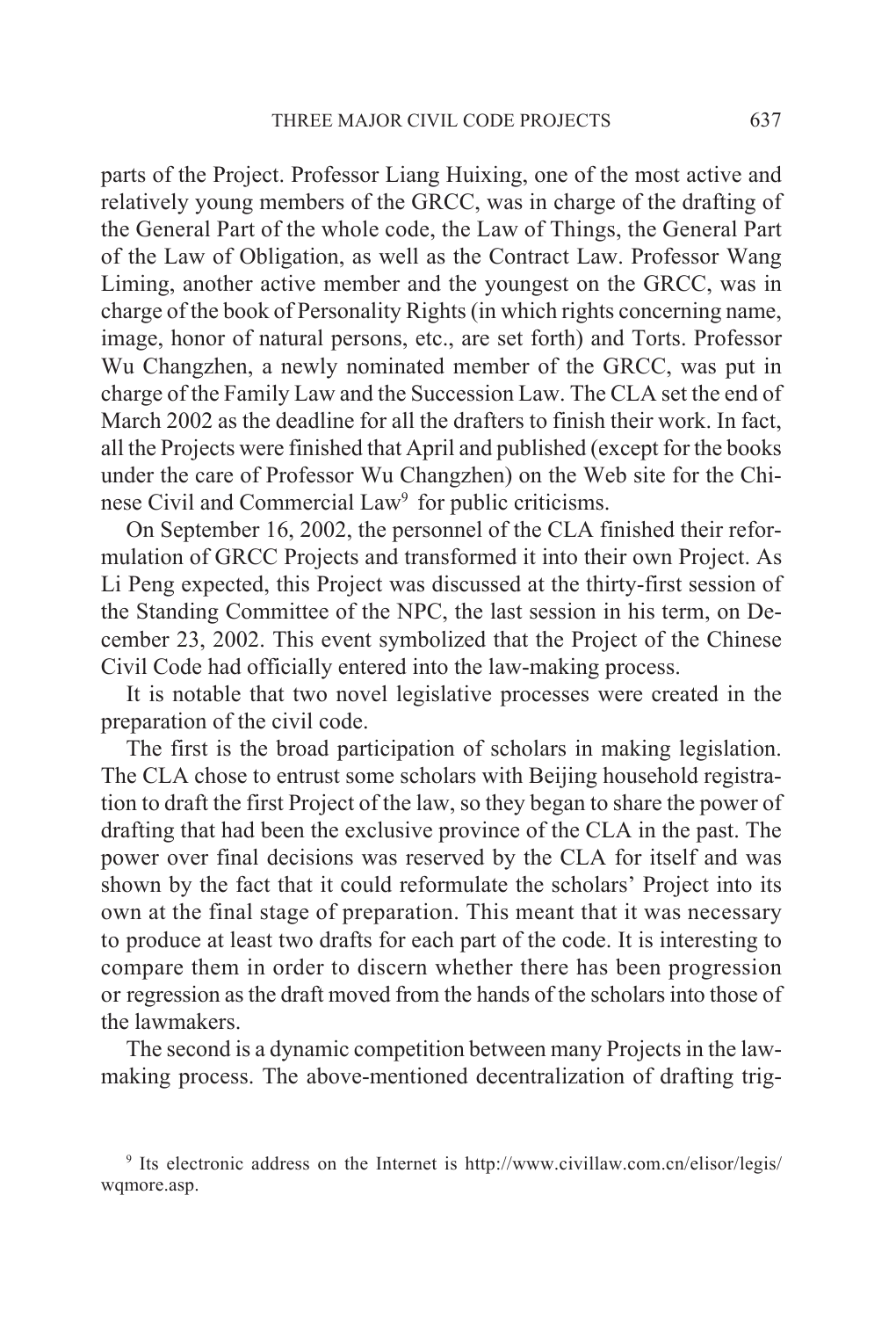parts of the Project. Professor Liang Huixing, one of the most active and relatively young members of the GRCC, was in charge of the drafting of the General Part of the whole code, the Law of Things, the General Part of the Law of Obligation, as well as the Contract Law. Professor Wang Liming, another active member and the youngest on the GRCC, was in charge of the book of Personality Rights (in which rights concerning name, image, honor of natural persons, etc., are set forth) and Torts. Professor Wu Changzhen, a newly nominated member of the GRCC, was put in charge of the Family Law and the Succession Law. The CLA set the end of March 2002 as the deadline for all the drafters to finish their work. In fact, all the Projects were finished that April and published (except for the books under the care of Professor Wu Changzhen) on the Web site for the Chinese Civil and Commercial Law[9] for public criticisms.

On September 16, 2002, the personnel of the CLA finished their reformulation of GRCC Projects and transformed it into their own Project. As Li Peng expected, this Project was discussed at the thirty-first session of the Standing Committee of the NPC, the last session in his term, on December 23, 2002. This event symbolized that the Project of the Chinese Civil Code had officially entered into the law-making process.

It is notable that two novel legislative processes were created in the preparation of the civil code.

The first is the broad participation of scholars in making legislation. The CLA chose to entrust some scholars with Beijing household registration to draft the first Project of the law, so they began to share the power of drafting that had been the exclusive province of the CLA in the past. The power over final decisions was reserved by the CLA for itself and was shown by the fact that it could reformulate the scholars' Project into its own at the final stage of preparation. This meant that it was necessary to produce at least two drafts for each part of the code. It is interesting to compare them in order to discern whether there has been progression or regression as the draft moved from the hands of the scholars into those of the lawmakers.

The second is a dynamic competition between many Projects in the lawmaking process. The above-mentioned decentralization of drafting trig-

[9] Its electronic address on the Internet is http://www.civillaw.com.cn/elisor/legis/wqmore.asp.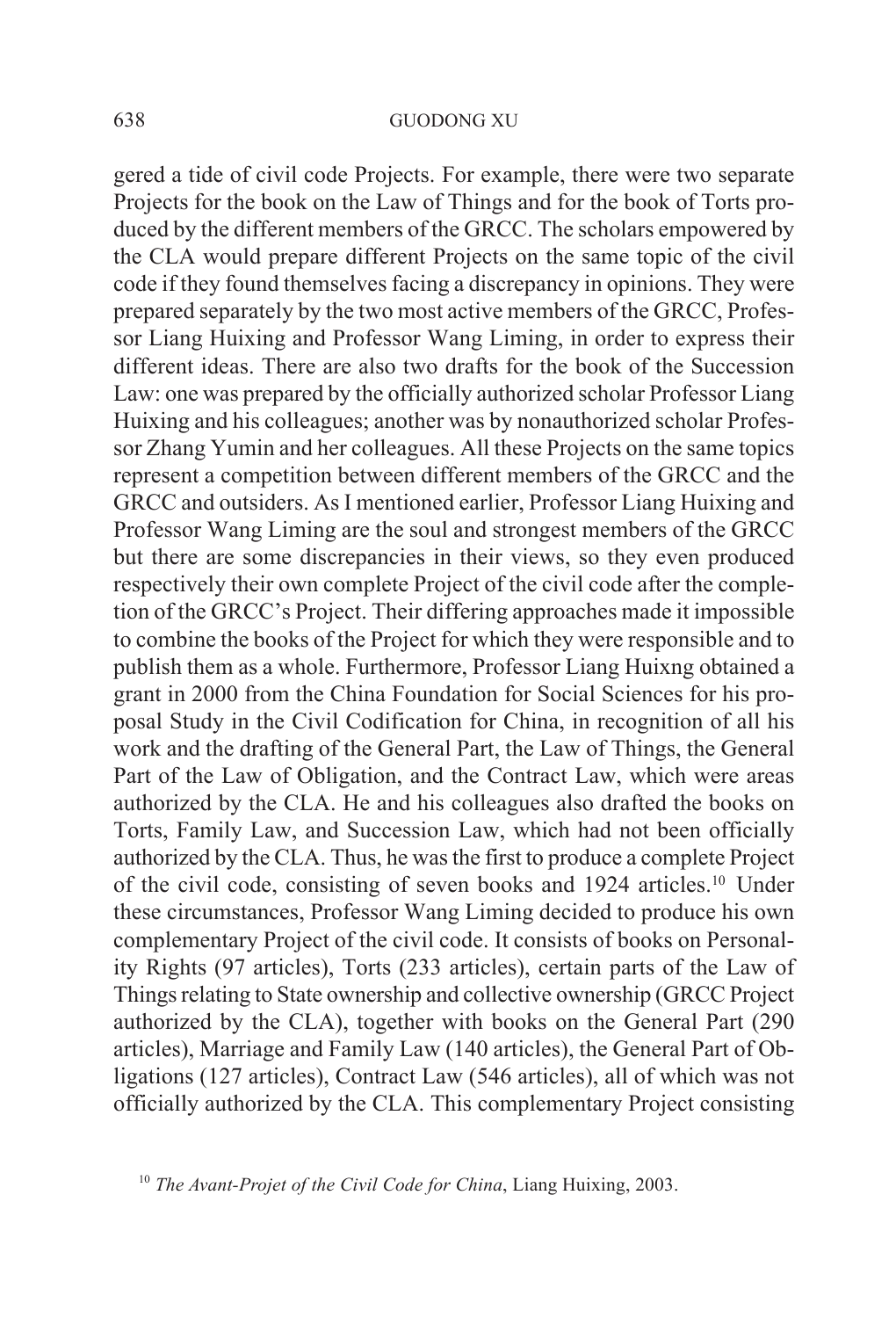gered a tide of civil code Projects. For example, there were two separate Projects for the book on the Law of Things and for the book of Torts produced by the different members of the GRCC. The scholars empowered by the CLA would prepare different Projects on the same topic of the civil code if they found themselves facing a discrepancy in opinions. They were prepared separately by the two most active members of the GRCC, Professor Liang Huixing and Professor Wang Liming, in order to express their different ideas. There are also two drafts for the book of the Succession Law: one was prepared by the officially authorized scholar Professor Liang Huixing and his colleagues; another was by nonauthorized scholar Professor Zhang Yumin and her colleagues. All these Projects on the same topics represent a competition between different members of the GRCC and the GRCC and outsiders. As I mentioned earlier, Professor Liang Huixing and Professor Wang Liming are the soul and strongest members of the GRCC but there are some discrepancies in their views, so they even produced respectively their own complete Project of the civil code after the completion of the GRCC's Project. Their differing approaches made it impossible to combine the books of the Project for which they were responsible and to publish them as a whole. Furthermore, Professor Liang Huixng obtained a grant in 2000 from the China Foundation for Social Sciences for his proposal Study in the Civil Codification for China, in recognition of all his work and the drafting of the General Part, the Law of Things, the General Part of the Law of Obligation, and the Contract Law, which were areas authorized by the CLA. He and his colleagues also drafted the books on Torts, Family Law, and Succession Law, which had not been officially authorized by the CLA. Thus, he was the first to produce a complete Project of the civil code, consisting of seven books and 1924 articles.[10] Under these circumstances, Professor Wang Liming decided to produce his own complementary Project of the civil code. It consists of books on Personality Rights (97 articles), Torts (233 articles), certain parts of the Law of Things relating to State ownership and collective ownership (GRCC Project authorized by the CLA), together with books on the General Part (290 articles), Marriage and Family Law (140 articles), the General Part of Obligations (127 articles), Contract Law (546 articles), all of which was not officially authorized by the CLA. This complementary Project consisting

[10] *The Avant-Projet of the Civil Code for China*, Liang Huixing, 2003.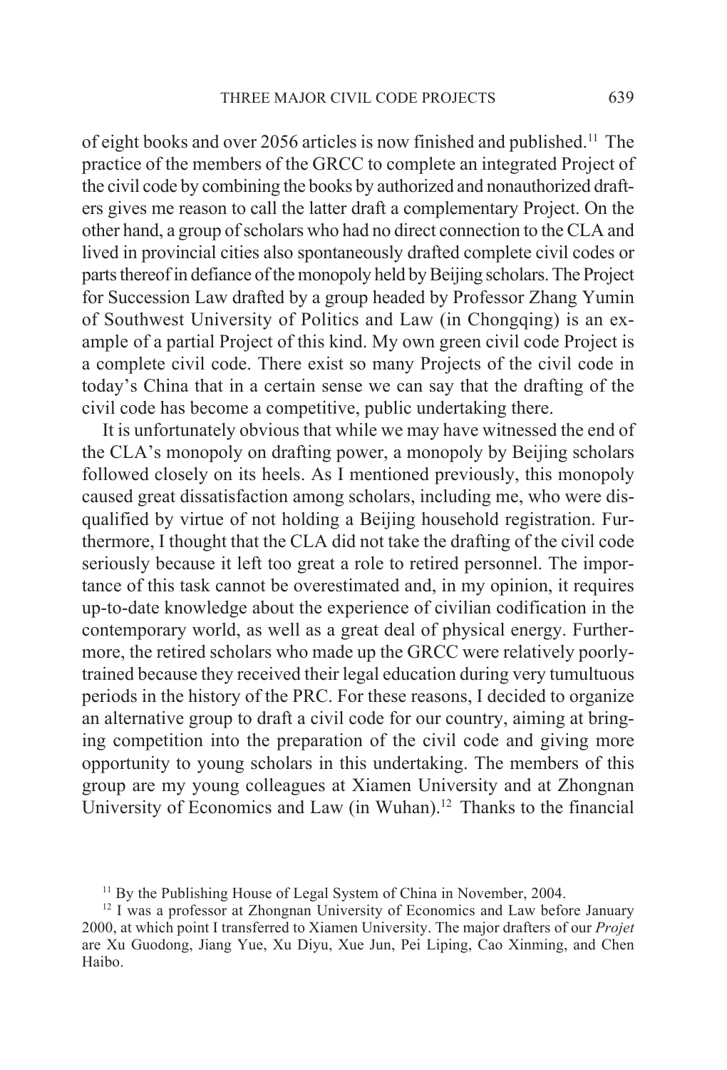of eight books and over 2056 articles is now finished and published.[11] The practice of the members of the GRCC to complete an integrated Project of the civil code by combining the books by authorized and nonauthorized drafters gives me reason to call the latter draft a complementary Project. On the other hand, a group of scholars who had no direct connection to the CLA and lived in provincial cities also spontaneously drafted complete civil codes or parts thereof in defiance of the monopoly held by Beijing scholars. The Project for Succession Law drafted by a group headed by Professor Zhang Yumin of Southwest University of Politics and Law (in Chongqing) is an example of a partial Project of this kind. My own green civil code Project is a complete civil code. There exist so many Projects of the civil code in today's China that in a certain sense we can say that the drafting of the civil code has become a competitive, public undertaking there.

It is unfortunately obvious that while we may have witnessed the end of the CLA's monopoly on drafting power, a monopoly by Beijing scholars followed closely on its heels. As I mentioned previously, this monopoly caused great dissatisfaction among scholars, including me, who were disqualified by virtue of not holding a Beijing household registration. Furthermore, I thought that the CLA did not take the drafting of the civil code seriously because it left too great a role to retired personnel. The importance of this task cannot be overestimated and, in my opinion, it requires up-to-date knowledge about the experience of civilian codification in the contemporary world, as well as a great deal of physical energy. Furthermore, the retired scholars who made up the GRCC were relatively poorly-trained because they received their legal education during very tumultuous periods in the history of the PRC. For these reasons, I decided to organize an alternative group to draft a civil code for our country, aiming at bringing competition into the preparation of the civil code and giving more opportunity to young scholars in this undertaking. The members of this group are my young colleagues at Xiamen University and at Zhongnan University of Economics and Law (in Wuhan).[12] Thanks to the financial

[11] By the Publishing House of Legal System of China in November, 2004.

[12] I was a professor at Zhongnan University of Economics and Law before January 2000, at which point I transferred to Xiamen University. The major drafters of our *Projet* are Xu Guodong, Jiang Yue, Xu Diyu, Xue Jun, Pei Liping, Cao Xinming, and Chen Haibo.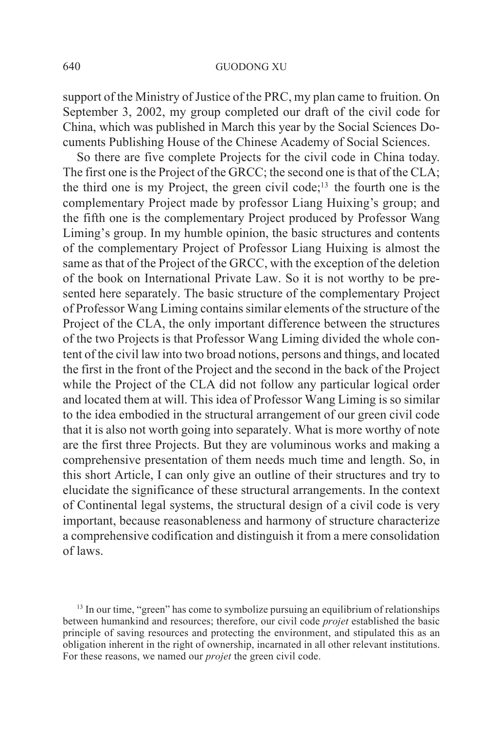support of the Ministry of Justice of the PRC, my plan came to fruition. On September 3, 2002, my group completed our draft of the civil code for China, which was published in March this year by the Social Sciences Documents Publishing House of the Chinese Academy of Social Sciences.

So there are five complete Projects for the civil code in China today. The first one is the Project of the GRCC; the second one is that of the CLA; the third one is my Project, the green civil code;[13] the fourth one is the complementary Project made by professor Liang Huixing's group; and the fifth one is the complementary Project produced by Professor Wang Liming's group. In my humble opinion, the basic structures and contents of the complementary Project of Professor Liang Huixing is almost the same as that of the Project of the GRCC, with the exception of the deletion of the book on International Private Law. So it is not worthy to be presented here separately. The basic structure of the complementary Project of Professor Wang Liming contains similar elements of the structure of the Project of the CLA, the only important difference between the structures of the two Projects is that Professor Wang Liming divided the whole content of the civil law into two broad notions, persons and things, and located the first in the front of the Project and the second in the back of the Project while the Project of the CLA did not follow any particular logical order and located them at will. This idea of Professor Wang Liming is so similar to the idea embodied in the structural arrangement of our green civil code that it is also not worth going into separately. What is more worthy of note are the first three Projects. But they are voluminous works and making a comprehensive presentation of them needs much time and length. So, in this short Article, I can only give an outline of their structures and try to elucidate the significance of these structural arrangements. In the context of Continental legal systems, the structural design of a civil code is very important, because reasonableness and harmony of structure characterize a comprehensive codification and distinguish it from a mere consolidation of laws.

[13] In our time, "green" has come to symbolize pursuing an equilibrium of relationships between humankind and resources; therefore, our civil code *projet* established the basic principle of saving resources and protecting the environment, and stipulated this as an obligation inherent in the right of ownership, incarnated in all other relevant institutions. For these reasons, we named our *projet* the green civil code.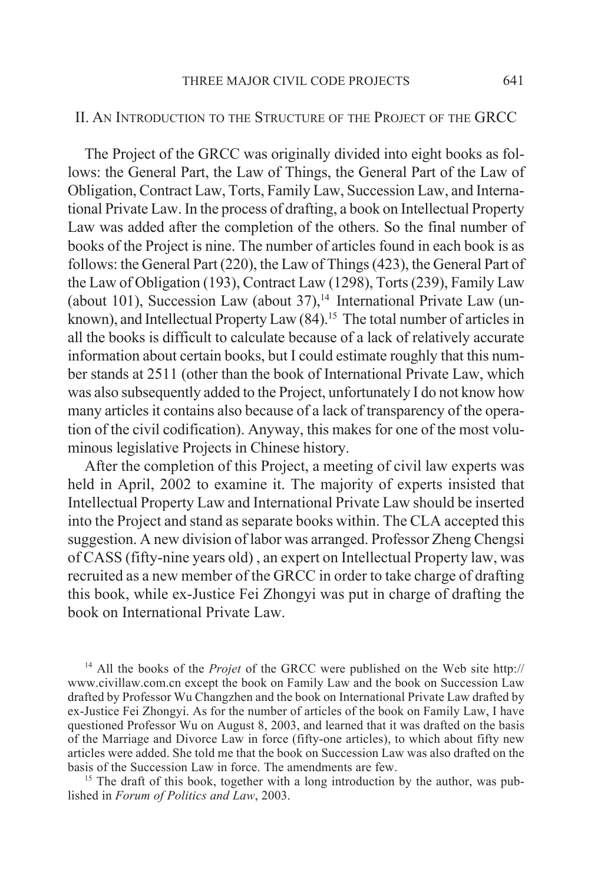## II. An Introduction to the Structure of the Project of the GRCC

The Project of the GRCC was originally divided into eight books as follows: the General Part, the Law of Things, the General Part of the Law of Obligation, Contract Law, Torts, Family Law, Succession Law, and International Private Law. In the process of drafting, a book on Intellectual Property Law was added after the completion of the others. So the final number of books of the Project is nine. The number of articles found in each book is as follows: the General Part (220), the Law of Things (423), the General Part of the Law of Obligation (193), Contract Law (1298), Torts (239), Family Law (about 101), Succession Law (about 37),[14] International Private Law (unknown), and Intellectual Property Law (84).[15] The total number of articles in all the books is difficult to calculate because of a lack of relatively accurate information about certain books, but I could estimate roughly that this number stands at 2511 (other than the book of International Private Law, which was also subsequently added to the Project, unfortunately I do not know how many articles it contains also because of a lack of transparency of the operation of the civil codification). Anyway, this makes for one of the most voluminous legislative Projects in Chinese history.

After the completion of this Project, a meeting of civil law experts was held in April, 2002 to examine it. The majority of experts insisted that Intellectual Property Law and International Private Law should be inserted into the Project and stand as separate books within. The CLA accepted this suggestion. A new division of labor was arranged. Professor Zheng Chengsi of CASS (fifty-nine years old) , an expert on Intellectual Property law, was recruited as a new member of the GRCC in order to take charge of drafting this book, while ex-Justice Fei Zhongyi was put in charge of drafting the book on International Private Law.

[14] All the books of the *Projet* of the GRCC were published on the Web site http://www.civillaw.com.cn except the book on Family Law and the book on Succession Law drafted by Professor Wu Changzhen and the book on International Private Law drafted by ex-Justice Fei Zhongyi. As for the number of articles of the book on Family Law, I have questioned Professor Wu on August 8, 2003, and learned that it was drafted on the basis of the Marriage and Divorce Law in force (fifty-one articles), to which about fifty new articles were added. She told me that the book on Succession Law was also drafted on the basis of the Succession Law in force. The amendments are few.

[15] The draft of this book, together with a long introduction by the author, was published in *Forum of Politics and Law*, 2003.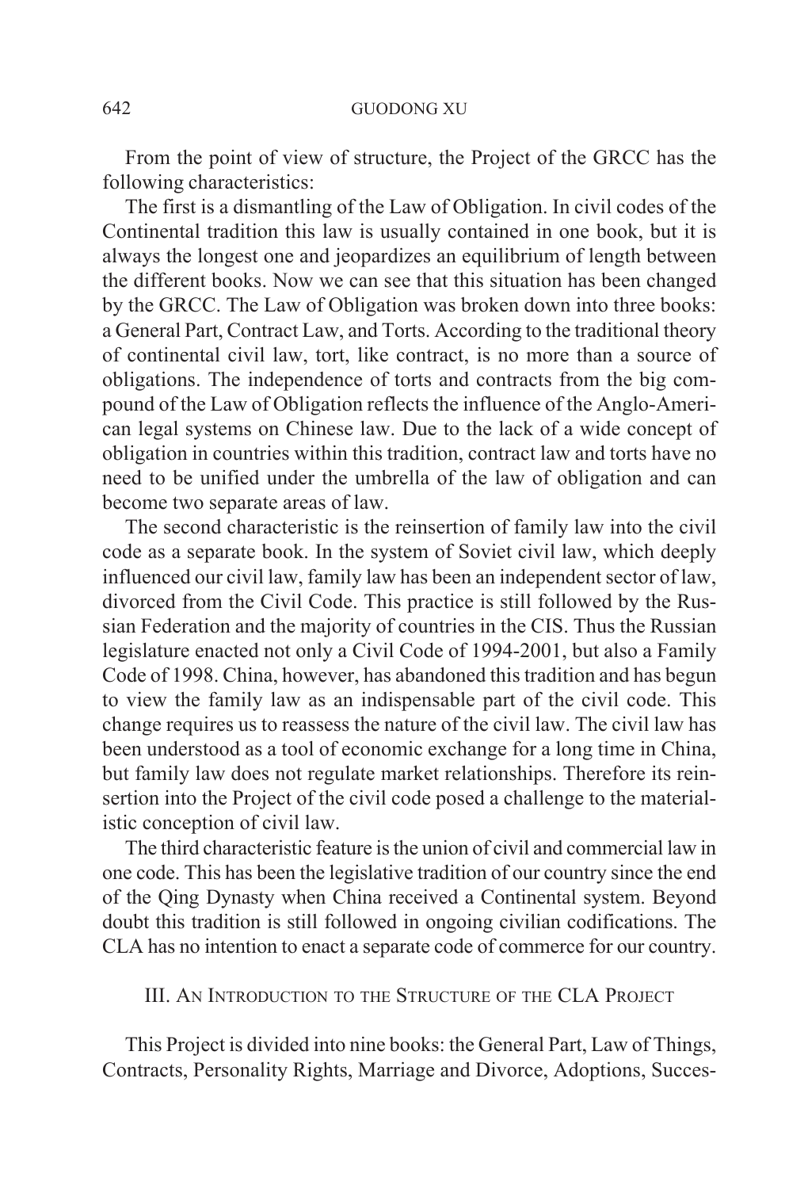From the point of view of structure, the Project of the GRCC has the following characteristics:

The first is a dismantling of the Law of Obligation. In civil codes of the Continental tradition this law is usually contained in one book, but it is always the longest one and jeopardizes an equilibrium of length between the different books. Now we can see that this situation has been changed by the GRCC. The Law of Obligation was broken down into three books: a General Part, Contract Law, and Torts. According to the traditional theory of continental civil law, tort, like contract, is no more than a source of obligations. The independence of torts and contracts from the big compound of the Law of Obligation reflects the influence of the Anglo-American legal systems on Chinese law. Due to the lack of a wide concept of obligation in countries within this tradition, contract law and torts have no need to be unified under the umbrella of the law of obligation and can become two separate areas of law.

The second characteristic is the reinsertion of family law into the civil code as a separate book. In the system of Soviet civil law, which deeply influenced our civil law, family law has been an independent sector of law, divorced from the Civil Code. This practice is still followed by the Russian Federation and the majority of countries in the CIS. Thus the Russian legislature enacted not only a Civil Code of 1994-2001, but also a Family Code of 1998. China, however, has abandoned this tradition and has begun to view the family law as an indispensable part of the civil code. This change requires us to reassess the nature of the civil law. The civil law has been understood as a tool of economic exchange for a long time in China, but family law does not regulate market relationships. Therefore its reinsertion into the Project of the civil code posed a challenge to the materialistic conception of civil law.

The third characteristic feature is the union of civil and commercial law in one code. This has been the legislative tradition of our country since the end of the Qing Dynasty when China received a Continental system. Beyond doubt this tradition is still followed in ongoing civilian codifications. The CLA has no intention to enact a separate code of commerce for our country.

## III. An Introduction to the Structure of the CLA Project

This Project is divided into nine books: the General Part, Law of Things, Contracts, Personality Rights, Marriage and Divorce, Adoptions, Succes-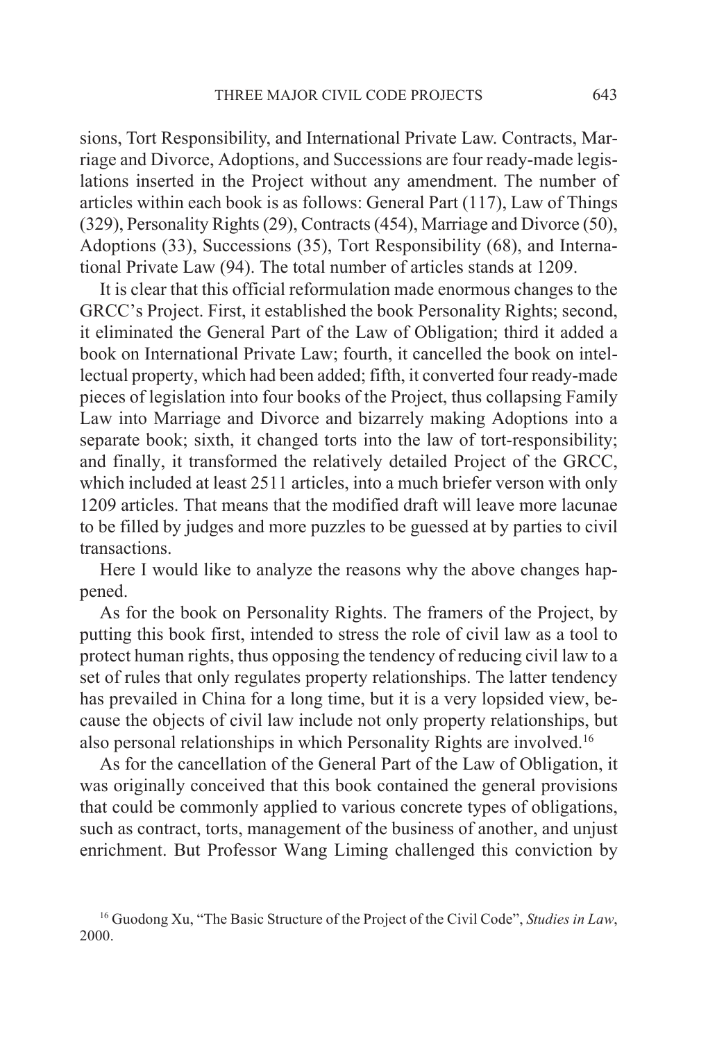sions, Tort Responsibility, and International Private Law. Contracts, Marriage and Divorce, Adoptions, and Successions are four ready-made legislations inserted in the Project without any amendment. The number of articles within each book is as follows: General Part (117), Law of Things (329), Personality Rights (29), Contracts (454), Marriage and Divorce (50), Adoptions (33), Successions (35), Tort Responsibility (68), and International Private Law (94). The total number of articles stands at 1209.

It is clear that this official reformulation made enormous changes to the GRCC's Project. First, it established the book Personality Rights; second, it eliminated the General Part of the Law of Obligation; third it added a book on International Private Law; fourth, it cancelled the book on intellectual property, which had been added; fifth, it converted four ready-made pieces of legislation into four books of the Project, thus collapsing Family Law into Marriage and Divorce and bizarrely making Adoptions into a separate book; sixth, it changed torts into the law of tort-responsibility; and finally, it transformed the relatively detailed Project of the GRCC, which included at least 2511 articles, into a much briefer verson with only 1209 articles. That means that the modified draft will leave more lacunae to be filled by judges and more puzzles to be guessed at by parties to civil transactions.

Here I would like to analyze the reasons why the above changes happened.

As for the book on Personality Rights. The framers of the Project, by putting this book first, intended to stress the role of civil law as a tool to protect human rights, thus opposing the tendency of reducing civil law to a set of rules that only regulates property relationships. The latter tendency has prevailed in China for a long time, but it is a very lopsided view, because the objects of civil law include not only property relationships, but also personal relationships in which Personality Rights are involved.[16]

As for the cancellation of the General Part of the Law of Obligation, it was originally conceived that this book contained the general provisions that could be commonly applied to various concrete types of obligations, such as contract, torts, management of the business of another, and unjust enrichment. But Professor Wang Liming challenged this conviction by

[16] Guodong Xu, "The Basic Structure of the Project of the Civil Code", *Studies in Law*, 2000.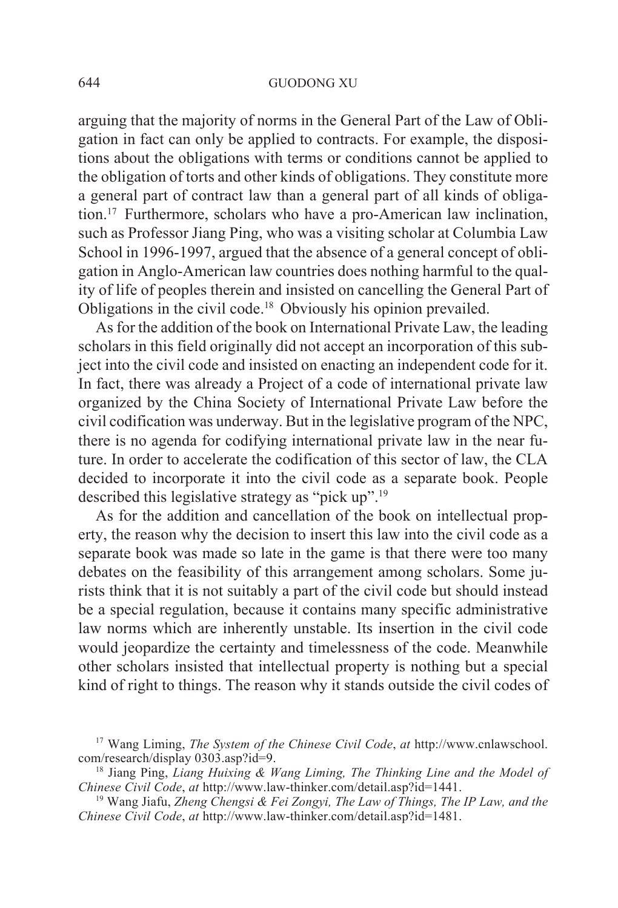arguing that the majority of norms in the General Part of the Law of Obligation in fact can only be applied to contracts. For example, the dispositions about the obligations with terms or conditions cannot be applied to the obligation of torts and other kinds of obligations. They constitute more a general part of contract law than a general part of all kinds of obligation.[17] Furthermore, scholars who have a pro-American law inclination, such as Professor Jiang Ping, who was a visiting scholar at Columbia Law School in 1996-1997, argued that the absence of a general concept of obligation in Anglo-American law countries does nothing harmful to the quality of life of peoples therein and insisted on cancelling the General Part of Obligations in the civil code.[18] Obviously his opinion prevailed.

As for the addition of the book on International Private Law, the leading scholars in this field originally did not accept an incorporation of this subject into the civil code and insisted on enacting an independent code for it. In fact, there was already a Project of a code of international private law organized by the China Society of International Private Law before the civil codification was underway. But in the legislative program of the NPC, there is no agenda for codifying international private law in the near future. In order to accelerate the codification of this sector of law, the CLA decided to incorporate it into the civil code as a separate book. People described this legislative strategy as "pick up".[19]

As for the addition and cancellation of the book on intellectual property, the reason why the decision to insert this law into the civil code as a separate book was made so late in the game is that there were too many debates on the feasibility of this arrangement among scholars. Some jurists think that it is not suitably a part of the civil code but should instead be a special regulation, because it contains many specific administrative law norms which are inherently unstable. Its insertion in the civil code would jeopardize the certainty and timelessness of the code. Meanwhile other scholars insisted that intellectual property is nothing but a special kind of right to things. The reason why it stands outside the civil codes of

[17] Wang Liming, *The System of the Chinese Civil Code*, *at* http://www.cnlawschool.com/research/display 0303.asp?id=9.

[18] Jiang Ping, *Liang Huixing & Wang Liming, The Thinking Line and the Model of Chinese Civil Code*, *at* http://www.law-thinker.com/detail.asp?id=1441.

[19] Wang Jiafu, *Zheng Chengsi & Fei Zongyi, The Law of Things, The IP Law, and the Chinese Civil Code*, *at* http://www.law-thinker.com/detail.asp?id=1481.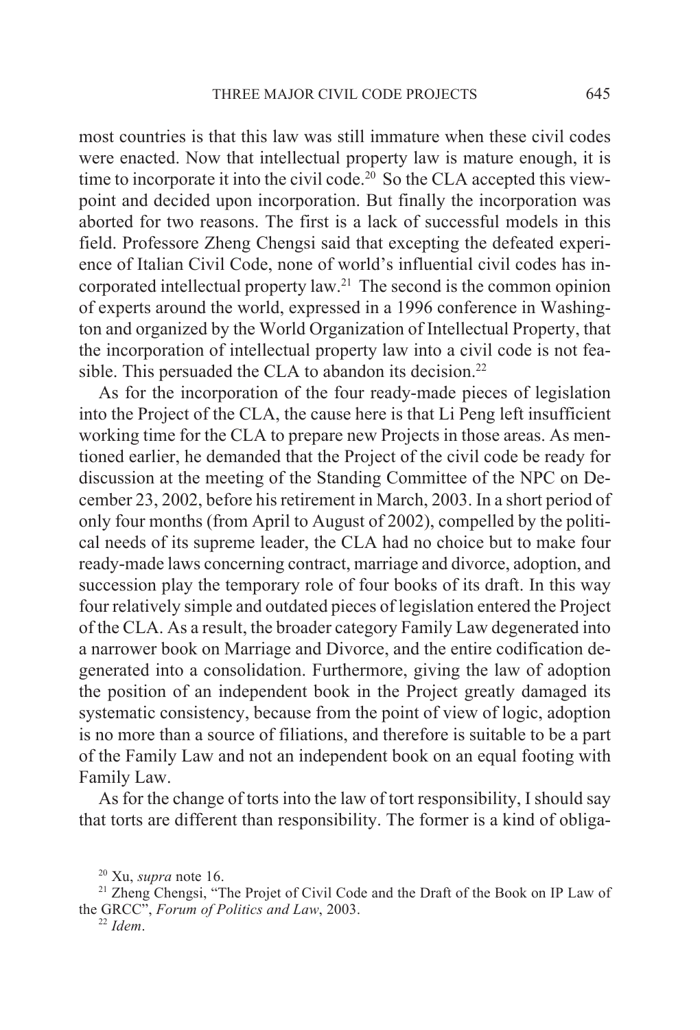most countries is that this law was still immature when these civil codes were enacted. Now that intellectual property law is mature enough, it is time to incorporate it into the civil code.[20] So the CLA accepted this viewpoint and decided upon incorporation. But finally the incorporation was aborted for two reasons. The first is a lack of successful models in this field. Professore Zheng Chengsi said that excepting the defeated experience of Italian Civil Code, none of world's influential civil codes has incorporated intellectual property law.[21] The second is the common opinion of experts around the world, expressed in a 1996 conference in Washington and organized by the World Organization of Intellectual Property, that the incorporation of intellectual property law into a civil code is not feasible. This persuaded the CLA to abandon its decision.[22]

As for the incorporation of the four ready-made pieces of legislation into the Project of the CLA, the cause here is that Li Peng left insufficient working time for the CLA to prepare new Projects in those areas. As mentioned earlier, he demanded that the Project of the civil code be ready for discussion at the meeting of the Standing Committee of the NPC on December 23, 2002, before his retirement in March, 2003. In a short period of only four months (from April to August of 2002), compelled by the political needs of its supreme leader, the CLA had no choice but to make four ready-made laws concerning contract, marriage and divorce, adoption, and succession play the temporary role of four books of its draft. In this way four relatively simple and outdated pieces of legislation entered the Project of the CLA. As a result, the broader category Family Law degenerated into a narrower book on Marriage and Divorce, and the entire codification degenerated into a consolidation. Furthermore, giving the law of adoption the position of an independent book in the Project greatly damaged its systematic consistency, because from the point of view of logic, adoption is no more than a source of filiations, and therefore is suitable to be a part of the Family Law and not an independent book on an equal footing with Family Law.

As for the change of torts into the law of tort responsibility, I should say that torts are different than responsibility. The former is a kind of obliga-

[20] Xu, *supra* note 16.

[21] Zheng Chengsi, "The Projet of Civil Code and the Draft of the Book on IP Law of the GRCC", *Forum of Politics and Law*, 2003.

[22] *Idem*.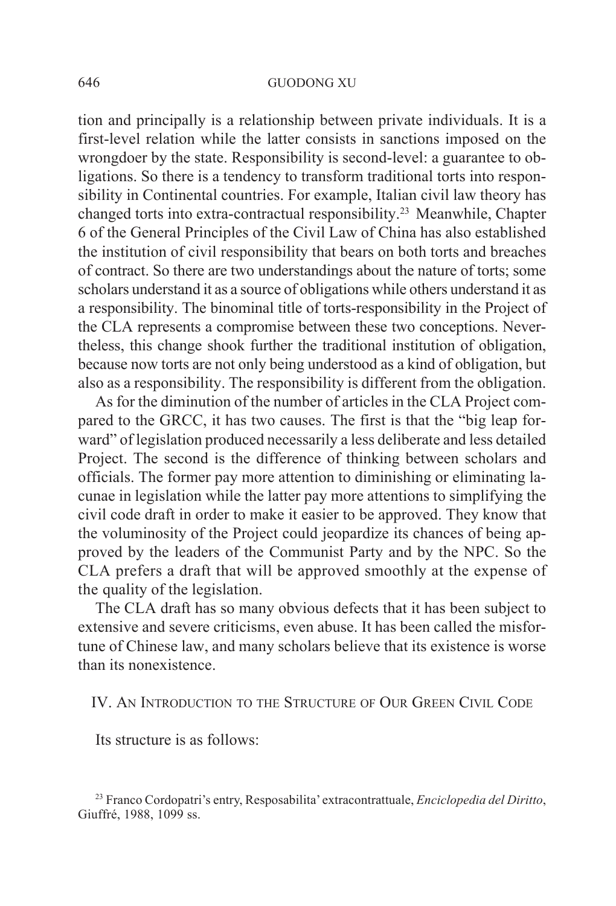tion and principally is a relationship between private individuals. It is a first-level relation while the latter consists in sanctions imposed on the wrongdoer by the state. Responsibility is second-level: a guarantee to obligations. So there is a tendency to transform traditional torts into responsibility in Continental countries. For example, Italian civil law theory has changed torts into extra-contractual responsibility.[23] Meanwhile, Chapter 6 of the General Principles of the Civil Law of China has also established the institution of civil responsibility that bears on both torts and breaches of contract. So there are two understandings about the nature of torts; some scholars understand it as a source of obligations while others understand it as a responsibility. The binominal title of torts-responsibility in the Project of the CLA represents a compromise between these two conceptions. Nevertheless, this change shook further the traditional institution of obligation, because now torts are not only being understood as a kind of obligation, but also as a responsibility. The responsibility is different from the obligation.

As for the diminution of the number of articles in the CLA Project compared to the GRCC, it has two causes. The first is that the "big leap forward" of legislation produced necessarily a less deliberate and less detailed Project. The second is the difference of thinking between scholars and officials. The former pay more attention to diminishing or eliminating lacunae in legislation while the latter pay more attentions to simplifying the civil code draft in order to make it easier to be approved. They know that the voluminosity of the Project could jeopardize its chances of being approved by the leaders of the Communist Party and by the NPC. So the CLA prefers a draft that will be approved smoothly at the expense of the quality of the legislation.

The CLA draft has so many obvious defects that it has been subject to extensive and severe criticisms, even abuse. It has been called the misfortune of Chinese law, and many scholars believe that its existence is worse than its nonexistence.

## IV. An Introduction to the Structure of Our Green Civil Code

Its structure is as follows:

[23] Franco Cordopatri's entry, Resposabilita' extracontrattuale, *Enciclopedia del Diritto*, Giuffré, 1988, 1099 ss.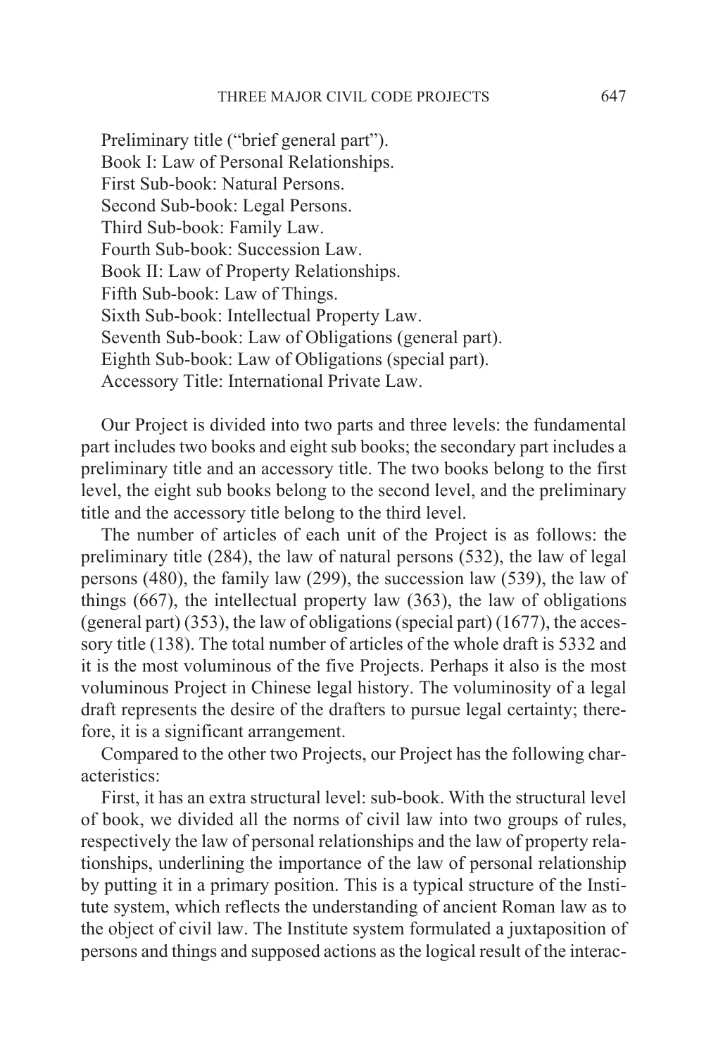Preliminary title ("brief general part").
Book I: Law of Personal Relationships.
First Sub-book: Natural Persons.
Second Sub-book: Legal Persons.
Third Sub-book: Family Law.
Fourth Sub-book: Succession Law.
Book II: Law of Property Relationships.
Fifth Sub-book: Law of Things.
Sixth Sub-book: Intellectual Property Law.
Seventh Sub-book: Law of Obligations (general part).
Eighth Sub-book: Law of Obligations (special part).
Accessory Title: International Private Law.

Our Project is divided into two parts and three levels: the fundamental part includes two books and eight sub books; the secondary part includes a preliminary title and an accessory title. The two books belong to the first level, the eight sub books belong to the second level, and the preliminary title and the accessory title belong to the third level.

The number of articles of each unit of the Project is as follows: the preliminary title (284), the law of natural persons (532), the law of legal persons (480), the family law (299), the succession law (539), the law of things (667), the intellectual property law (363), the law of obligations (general part) (353), the law of obligations (special part) (1677), the accessory title (138). The total number of articles of the whole draft is 5332 and it is the most voluminous of the five Projects. Perhaps it also is the most voluminous Project in Chinese legal history. The voluminosity of a legal draft represents the desire of the drafters to pursue legal certainty; therefore, it is a significant arrangement.

Compared to the other two Projects, our Project has the following characteristics:

First, it has an extra structural level: sub-book. With the structural level of book, we divided all the norms of civil law into two groups of rules, respectively the law of personal relationships and the law of property relationships, underlining the importance of the law of personal relationship by putting it in a primary position. This is a typical structure of the Institute system, which reflects the understanding of ancient Roman law as to the object of civil law. The Institute system formulated a juxtaposition of persons and things and supposed actions as the logical result of the interac-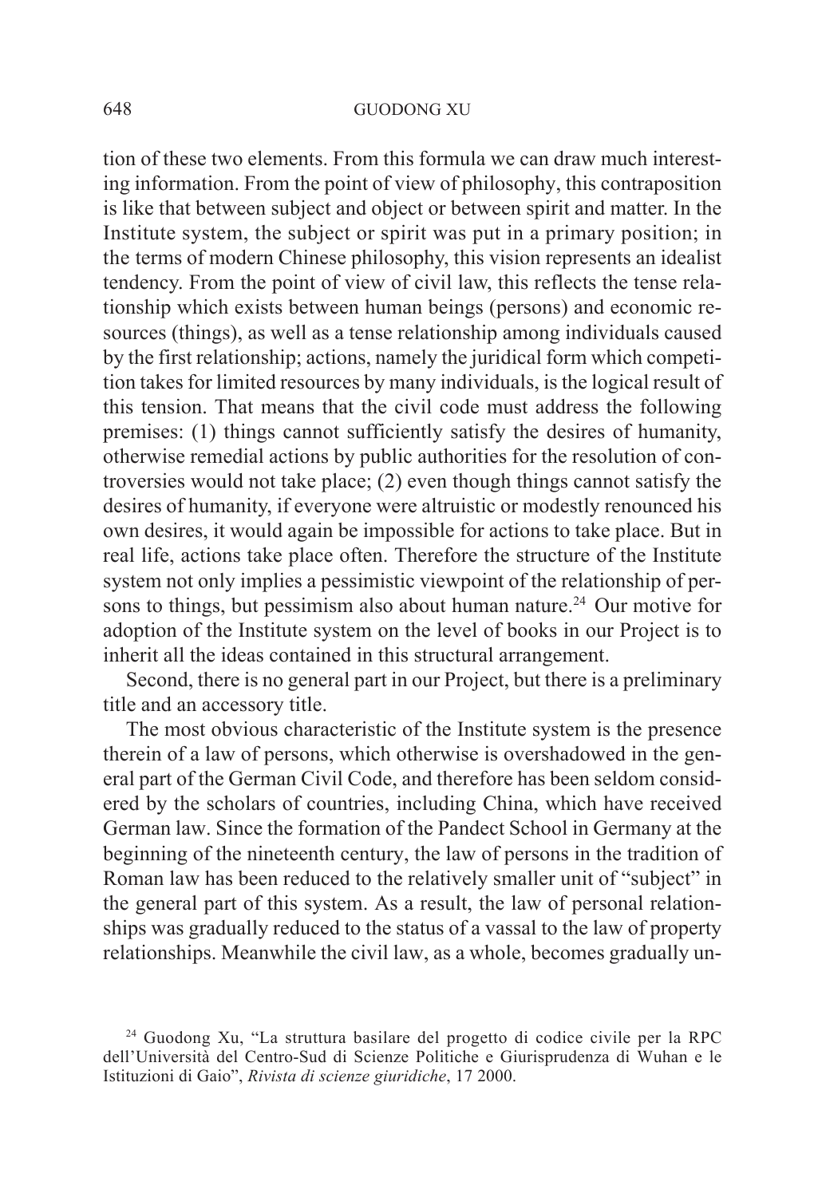tion of these two elements. From this formula we can draw much interesting information. From the point of view of philosophy, this contraposition is like that between subject and object or between spirit and matter. In the Institute system, the subject or spirit was put in a primary position; in the terms of modern Chinese philosophy, this vision represents an idealist tendency. From the point of view of civil law, this reflects the tense relationship which exists between human beings (persons) and economic resources (things), as well as a tense relationship among individuals caused by the first relationship; actions, namely the juridical form which competition takes for limited resources by many individuals, is the logical result of this tension. That means that the civil code must address the following premises: (1) things cannot sufficiently satisfy the desires of humanity, otherwise remedial actions by public authorities for the resolution of controversies would not take place; (2) even though things cannot satisfy the desires of humanity, if everyone were altruistic or modestly renounced his own desires, it would again be impossible for actions to take place. But in real life, actions take place often. Therefore the structure of the Institute system not only implies a pessimistic viewpoint of the relationship of persons to things, but pessimism also about human nature.[24] Our motive for adoption of the Institute system on the level of books in our Project is to inherit all the ideas contained in this structural arrangement.

Second, there is no general part in our Project, but there is a preliminary title and an accessory title.

The most obvious characteristic of the Institute system is the presence therein of a law of persons, which otherwise is overshadowed in the general part of the German Civil Code, and therefore has been seldom considered by the scholars of countries, including China, which have received German law. Since the formation of the Pandect School in Germany at the beginning of the nineteenth century, the law of persons in the tradition of Roman law has been reduced to the relatively smaller unit of "subject" in the general part of this system. As a result, the law of personal relationships was gradually reduced to the status of a vassal to the law of property relationships. Meanwhile the civil law, as a whole, becomes gradually un-

---

[24] Guodong Xu, "La struttura basilare del progetto di codice civile per la RPC dell'Università del Centro-Sud di Scienze Politiche e Giurisprudenza di Wuhan e le Istituzioni di Gaio", *Rivista di scienze giuridiche*, 17 2000.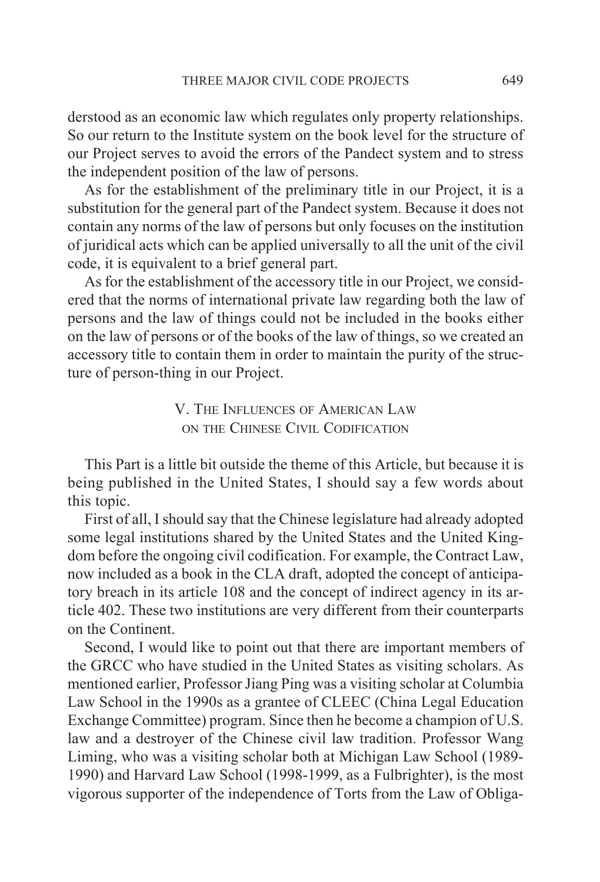derstood as an economic law which regulates only property relationships. So our return to the Institute system on the book level for the structure of our Project serves to avoid the errors of the Pandect system and to stress the independent position of the law of persons.

As for the establishment of the preliminary title in our Project, it is a substitution for the general part of the Pandect system. Because it does not contain any norms of the law of persons but only focuses on the institution of juridical acts which can be applied universally to all the unit of the civil code, it is equivalent to a brief general part.

As for the establishment of the accessory title in our Project, we considered that the norms of international private law regarding both the law of persons and the law of things could not be included in the books either on the law of persons or of the books of the law of things, so we created an accessory title to contain them in order to maintain the purity of the structure of person-thing in our Project.

## V. The Influences of American Law on the Chinese Civil Codification

This Part is a little bit outside the theme of this Article, but because it is being published in the United States, I should say a few words about this topic.

First of all, I should say that the Chinese legislature had already adopted some legal institutions shared by the United States and the United Kingdom before the ongoing civil codification. For example, the Contract Law, now included as a book in the CLA draft, adopted the concept of anticipatory breach in its article 108 and the concept of indirect agency in its article 402. These two institutions are very different from their counterparts on the Continent.

Second, I would like to point out that there are important members of the GRCC who have studied in the United States as visiting scholars. As mentioned earlier, Professor Jiang Ping was a visiting scholar at Columbia Law School in the 1990s as a grantee of CLEEC (China Legal Education Exchange Committee) program. Since then he become a champion of U.S. law and a destroyer of the Chinese civil law tradition. Professor Wang Liming, who was a visiting scholar both at Michigan Law School (1989-1990) and Harvard Law School (1998-1999, as a Fulbrighter), is the most vigorous supporter of the independence of Torts from the Law of Obliga-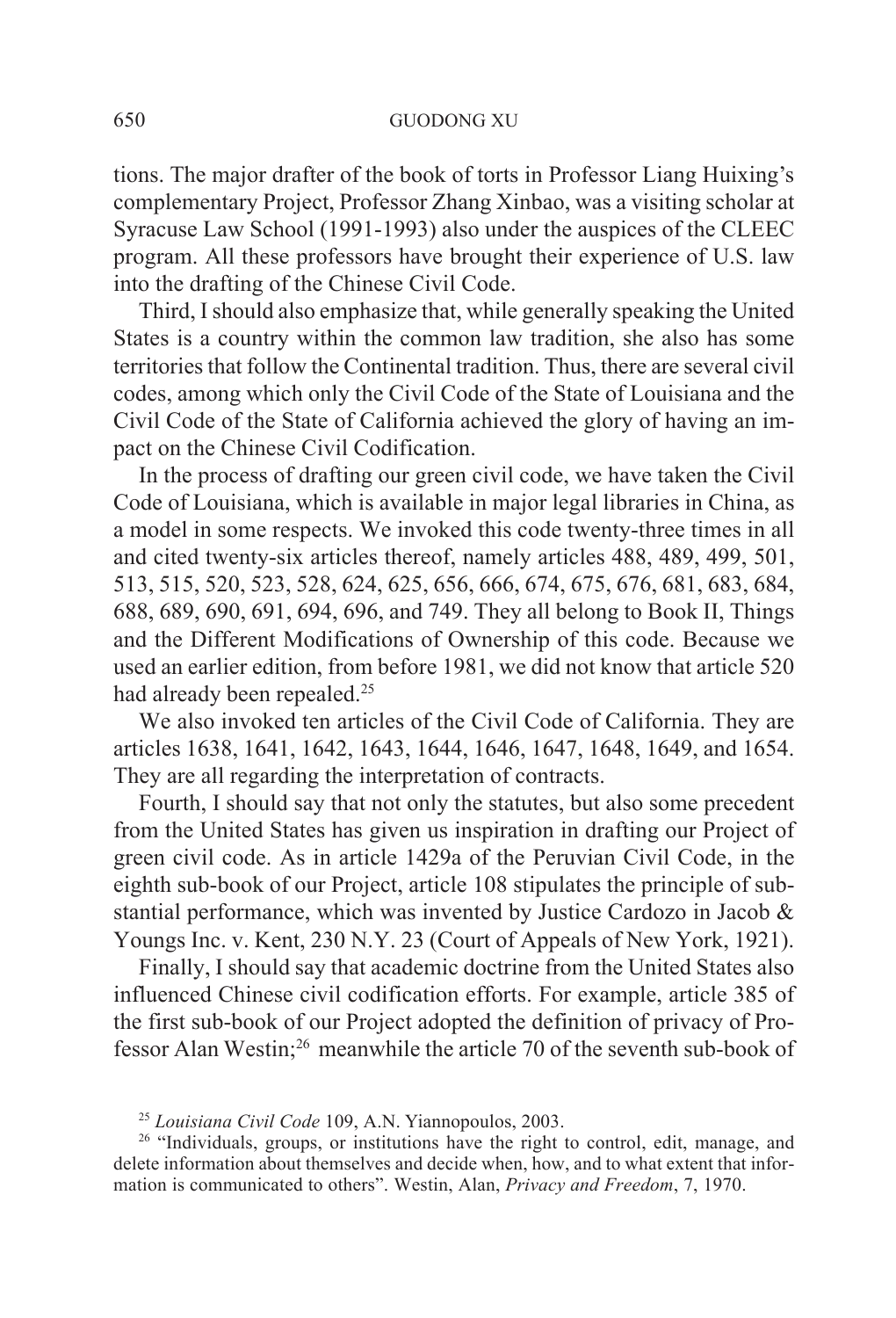tions. The major drafter of the book of torts in Professor Liang Huixing's complementary Project, Professor Zhang Xinbao, was a visiting scholar at Syracuse Law School (1991-1993) also under the auspices of the CLEEC program. All these professors have brought their experience of U.S. law into the drafting of the Chinese Civil Code.

Third, I should also emphasize that, while generally speaking the United States is a country within the common law tradition, she also has some territories that follow the Continental tradition. Thus, there are several civil codes, among which only the Civil Code of the State of Louisiana and the Civil Code of the State of California achieved the glory of having an impact on the Chinese Civil Codification.

In the process of drafting our green civil code, we have taken the Civil Code of Louisiana, which is available in major legal libraries in China, as a model in some respects. We invoked this code twenty-three times in all and cited twenty-six articles thereof, namely articles 488, 489, 499, 501, 513, 515, 520, 523, 528, 624, 625, 656, 666, 674, 675, 676, 681, 683, 684, 688, 689, 690, 691, 694, 696, and 749. They all belong to Book II, Things and the Different Modifications of Ownership of this code. Because we used an earlier edition, from before 1981, we did not know that article 520 had already been repealed.[25]

We also invoked ten articles of the Civil Code of California. They are articles 1638, 1641, 1642, 1643, 1644, 1646, 1647, 1648, 1649, and 1654. They are all regarding the interpretation of contracts.

Fourth, I should say that not only the statutes, but also some precedent from the United States has given us inspiration in drafting our Project of green civil code. As in article 1429a of the Peruvian Civil Code, in the eighth sub-book of our Project, article 108 stipulates the principle of substantial performance, which was invented by Justice Cardozo in Jacob & Youngs Inc. v. Kent, 230 N.Y. 23 (Court of Appeals of New York, 1921).

Finally, I should say that academic doctrine from the United States also influenced Chinese civil codification efforts. For example, article 385 of the first sub-book of our Project adopted the definition of privacy of Professor Alan Westin;[26] meanwhile the article 70 of the seventh sub-book of

[25] *Louisiana Civil Code* 109, A.N. Yiannopoulos, 2003.

[26] "Individuals, groups, or institutions have the right to control, edit, manage, and delete information about themselves and decide when, how, and to what extent that information is communicated to others". Westin, Alan, *Privacy and Freedom*, 7, 1970.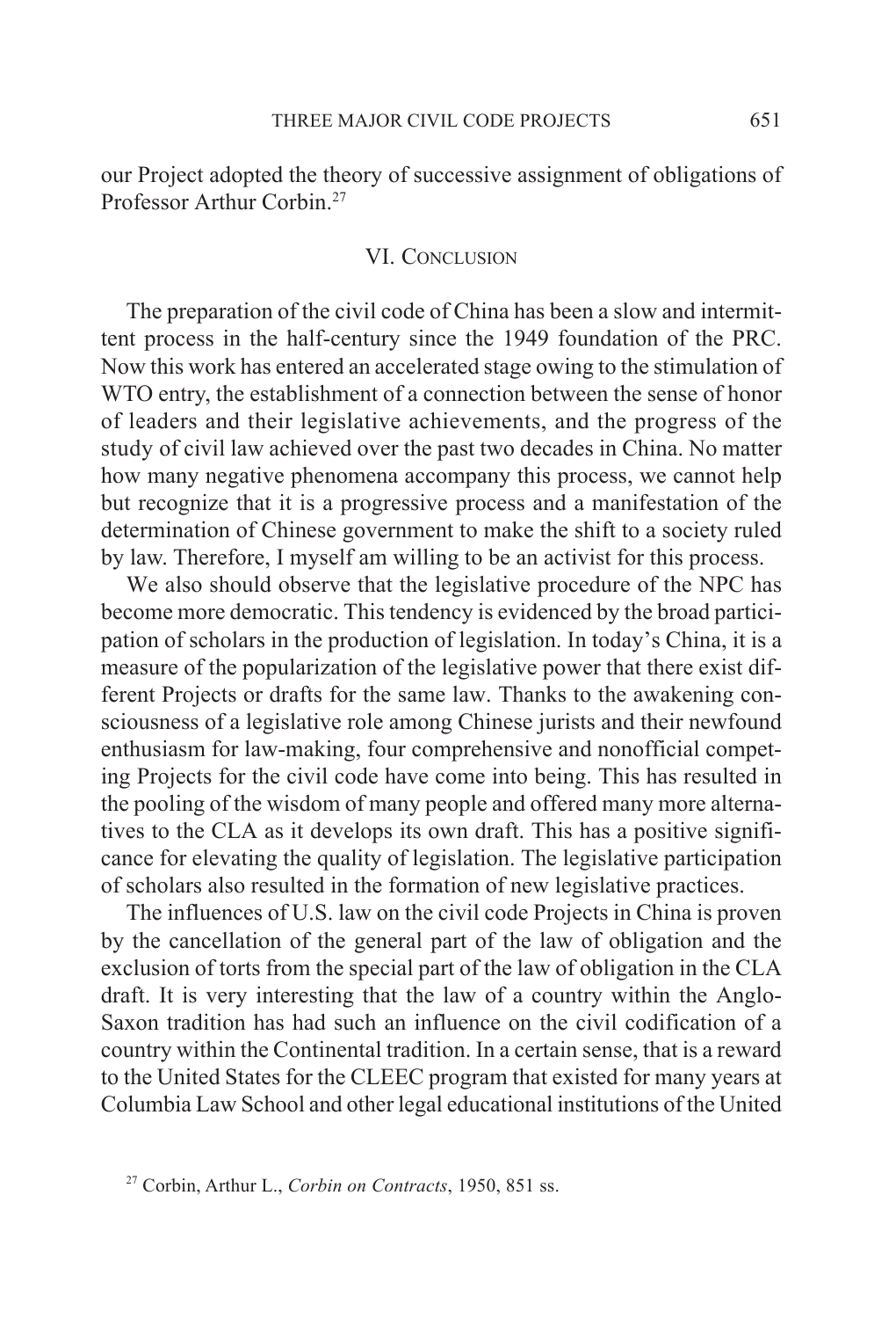our Project adopted the theory of successive assignment of obligations of Professor Arthur Corbin.[27]

## VI. Conclusion

The preparation of the civil code of China has been a slow and intermittent process in the half-century since the 1949 foundation of the PRC. Now this work has entered an accelerated stage owing to the stimulation of WTO entry, the establishment of a connection between the sense of honor of leaders and their legislative achievements, and the progress of the study of civil law achieved over the past two decades in China. No matter how many negative phenomena accompany this process, we cannot help but recognize that it is a progressive process and a manifestation of the determination of Chinese government to make the shift to a society ruled by law. Therefore, I myself am willing to be an activist for this process.

We also should observe that the legislative procedure of the NPC has become more democratic. This tendency is evidenced by the broad participation of scholars in the production of legislation. In today's China, it is a measure of the popularization of the legislative power that there exist different Projects or drafts for the same law. Thanks to the awakening consciousness of a legislative role among Chinese jurists and their newfound enthusiasm for law-making, four comprehensive and nonofficial competing Projects for the civil code have come into being. This has resulted in the pooling of the wisdom of many people and offered many more alternatives to the CLA as it develops its own draft. This has a positive significance for elevating the quality of legislation. The legislative participation of scholars also resulted in the formation of new legislative practices.

The influences of U.S. law on the civil code Projects in China is proven by the cancellation of the general part of the law of obligation and the exclusion of torts from the special part of the law of obligation in the CLA draft. It is very interesting that the law of a country within the Anglo-Saxon tradition has had such an influence on the civil codification of a country within the Continental tradition. In a certain sense, that is a reward to the United States for the CLEEC program that existed for many years at Columbia Law School and other legal educational institutions of the United

[27] Corbin, Arthur L., *Corbin on Contracts*, 1950, 851 ss.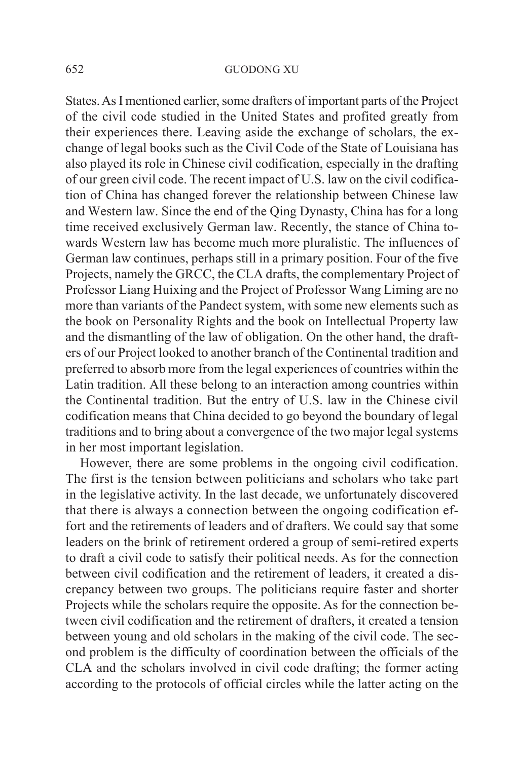States. As I mentioned earlier, some drafters of important parts of the Project of the civil code studied in the United States and profited greatly from their experiences there. Leaving aside the exchange of scholars, the exchange of legal books such as the Civil Code of the State of Louisiana has also played its role in Chinese civil codification, especially in the drafting of our green civil code. The recent impact of U.S. law on the civil codification of China has changed forever the relationship between Chinese law and Western law. Since the end of the Qing Dynasty, China has for a long time received exclusively German law. Recently, the stance of China towards Western law has become much more pluralistic. The influences of German law continues, perhaps still in a primary position. Four of the five Projects, namely the GRCC, the CLA drafts, the complementary Project of Professor Liang Huixing and the Project of Professor Wang Liming are no more than variants of the Pandect system, with some new elements such as the book on Personality Rights and the book on Intellectual Property law and the dismantling of the law of obligation. On the other hand, the drafters of our Project looked to another branch of the Continental tradition and preferred to absorb more from the legal experiences of countries within the Latin tradition. All these belong to an interaction among countries within the Continental tradition. But the entry of U.S. law in the Chinese civil codification means that China decided to go beyond the boundary of legal traditions and to bring about a convergence of the two major legal systems in her most important legislation.

However, there are some problems in the ongoing civil codification. The first is the tension between politicians and scholars who take part in the legislative activity. In the last decade, we unfortunately discovered that there is always a connection between the ongoing codification effort and the retirements of leaders and of drafters. We could say that some leaders on the brink of retirement ordered a group of semi-retired experts to draft a civil code to satisfy their political needs. As for the connection between civil codification and the retirement of leaders, it created a discrepancy between two groups. The politicians require faster and shorter Projects while the scholars require the opposite. As for the connection between civil codification and the retirement of drafters, it created a tension between young and old scholars in the making of the civil code. The second problem is the difficulty of coordination between the officials of the CLA and the scholars involved in civil code drafting; the former acting according to the protocols of official circles while the latter acting on the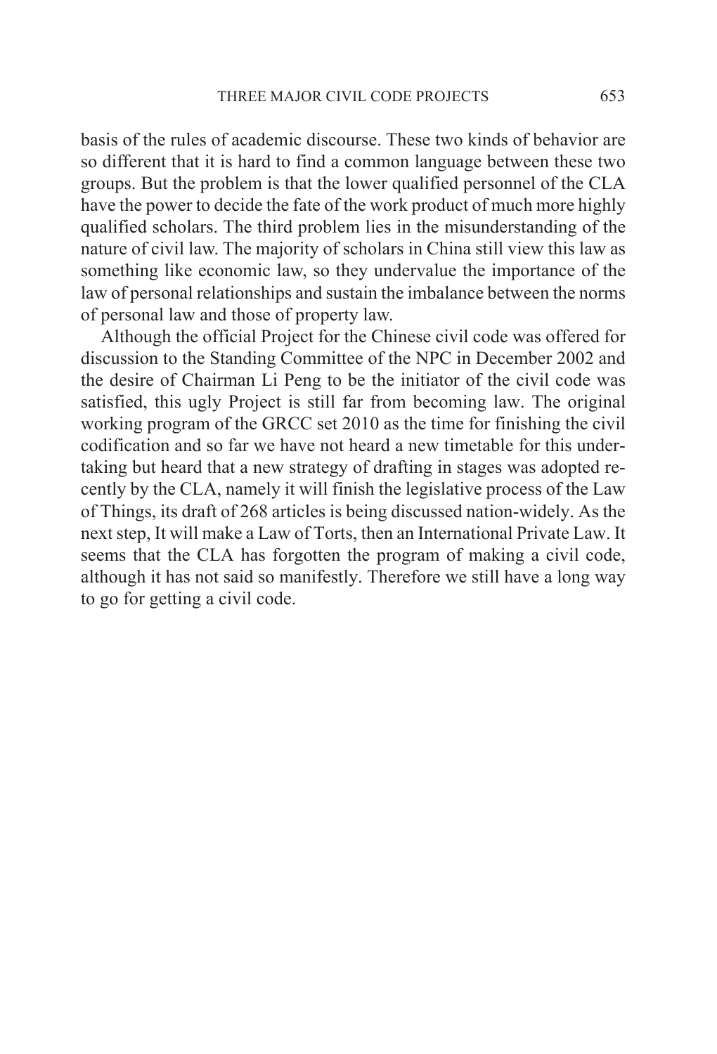basis of the rules of academic discourse. These two kinds of behavior are so different that it is hard to find a common language between these two groups. But the problem is that the lower qualified personnel of the CLA have the power to decide the fate of the work product of much more highly qualified scholars. The third problem lies in the misunderstanding of the nature of civil law. The majority of scholars in China still view this law as something like economic law, so they undervalue the importance of the law of personal relationships and sustain the imbalance between the norms of personal law and those of property law.

Although the official Project for the Chinese civil code was offered for discussion to the Standing Committee of the NPC in December 2002 and the desire of Chairman Li Peng to be the initiator of the civil code was satisfied, this ugly Project is still far from becoming law. The original working program of the GRCC set 2010 as the time for finishing the civil codification and so far we have not heard a new timetable for this undertaking but heard that a new strategy of drafting in stages was adopted recently by the CLA, namely it will finish the legislative process of the Law of Things, its draft of 268 articles is being discussed nation-widely. As the next step, It will make a Law of Torts, then an International Private Law. It seems that the CLA has forgotten the program of making a civil code, although it has not said so manifestly. Therefore we still have a long way to go for getting a civil code.